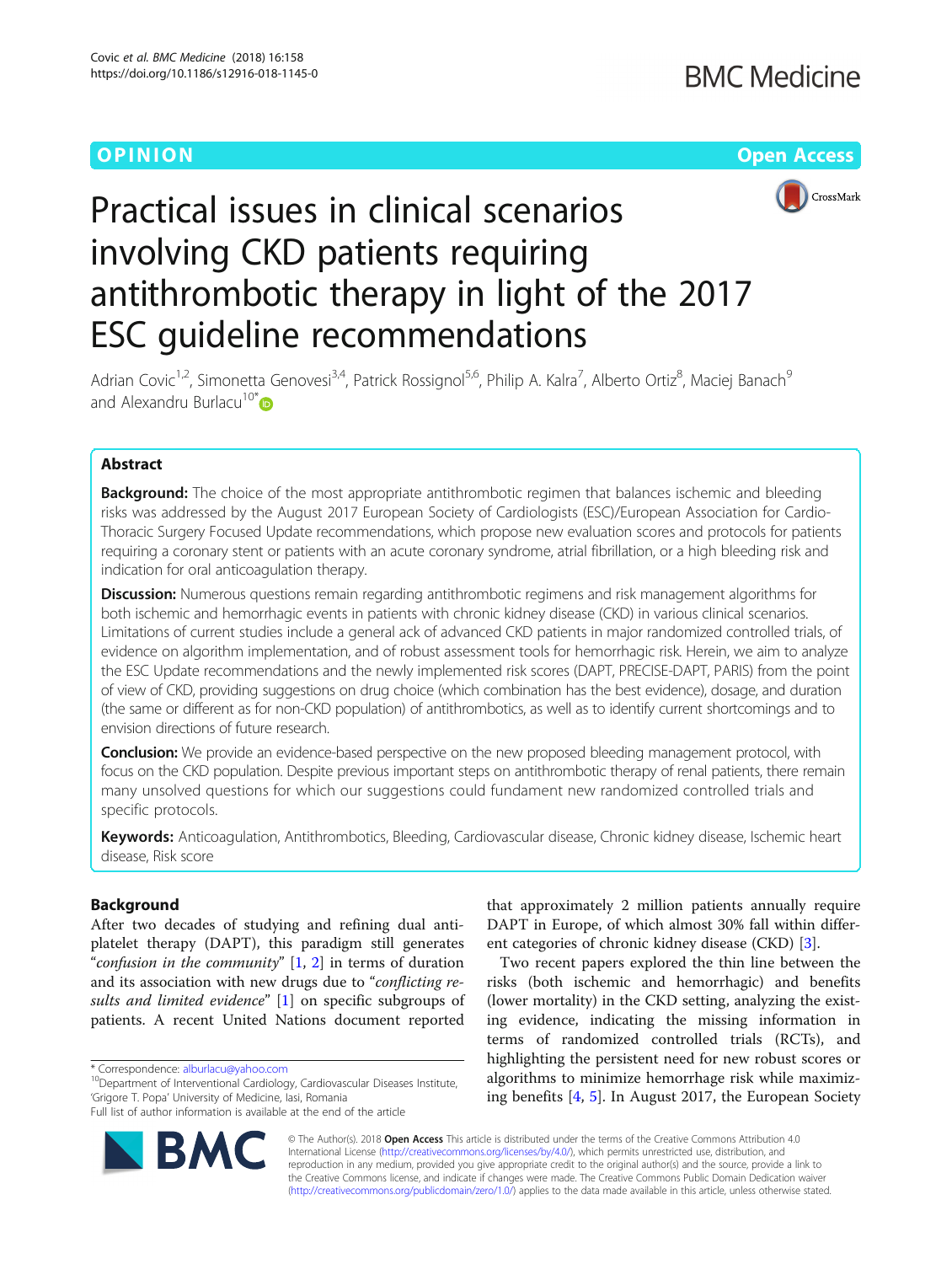OPINION

Open Access

# Practical issues in clinical scenarios involving CKD patients requiring antithrombotic therapy in light of the 2017 ESC guideline recommendations

Adrian Covic[1,2], Simonetta Genovesi[3,4], Patrick Rossignol[5,6], Philip A. Kalra[7], Alberto Ortiz[8], Maciej Banach[9] and Alexandru Burlacu[10*]

## Abstract

**Background:** The choice of the most appropriate antithrombotic regimen that balances ischemic and bleeding risks was addressed by the August 2017 European Society of Cardiologists (ESC)/European Association for Cardio-Thoracic Surgery Focused Update recommendations, which propose new evaluation scores and protocols for patients requiring a coronary stent or patients with an acute coronary syndrome, atrial fibrillation, or a high bleeding risk and indication for oral anticoagulation therapy.

**Discussion:** Numerous questions remain regarding antithrombotic regimens and risk management algorithms for both ischemic and hemorrhagic events in patients with chronic kidney disease (CKD) in various clinical scenarios. Limitations of current studies include a general ack of advanced CKD patients in major randomized controlled trials, of evidence on algorithm implementation, and of robust assessment tools for hemorrhagic risk. Herein, we aim to analyze the ESC Update recommendations and the newly implemented risk scores (DAPT, PRECISE-DAPT, PARIS) from the point of view of CKD, providing suggestions on drug choice (which combination has the best evidence), dosage, and duration (the same or different as for non-CKD population) of antithrombotics, as well as to identify current shortcomings and to envision directions of future research.

**Conclusion:** We provide an evidence-based perspective on the new proposed bleeding management protocol, with focus on the CKD population. Despite previous important steps on antithrombotic therapy of renal patients, there remain many unsolved questions for which our suggestions could fundament new randomized controlled trials and specific protocols.

**Keywords:** Anticoagulation, Antithrombotics, Bleeding, Cardiovascular disease, Chronic kidney disease, Ischemic heart disease, Risk score

## Background

After two decades of studying and refining dual antiplatelet therapy (DAPT), this paradigm still generates "*confusion in the community*" [1, 2] in terms of duration and its association with new drugs due to "*conflicting results and limited evidence*" [1] on specific subgroups of patients. A recent United Nations document reported that approximately 2 million patients annually require DAPT in Europe, of which almost 30% fall within different categories of chronic kidney disease (CKD) [3].

Two recent papers explored the thin line between the risks (both ischemic and hemorrhagic) and benefits (lower mortality) in the CKD setting, analyzing the existing evidence, indicating the missing information in terms of randomized controlled trials (RCTs), and highlighting the persistent need for new robust scores or algorithms to minimize hemorrhage risk while maximizing benefits [4, 5]. In August 2017, the European Society

\* Correspondence: alburlacu@yahoo.com
[10]Department of Interventional Cardiology, Cardiovascular Diseases Institute, 'Grigore T. Popa' University of Medicine, Iasi, Romania
Full list of author information is available at the end of the article

© The Author(s). 2018 **Open Access** This article is distributed under the terms of the Creative Commons Attribution 4.0 International License (http://creativecommons.org/licenses/by/4.0/), which permits unrestricted use, distribution, and reproduction in any medium, provided you give appropriate credit to the original author(s) and the source, provide a link to the Creative Commons license, and indicate if changes were made. The Creative Commons Public Domain Dedication waiver (http://creativecommons.org/publicdomain/zero/1.0/) applies to the data made available in this article, unless otherwise stated.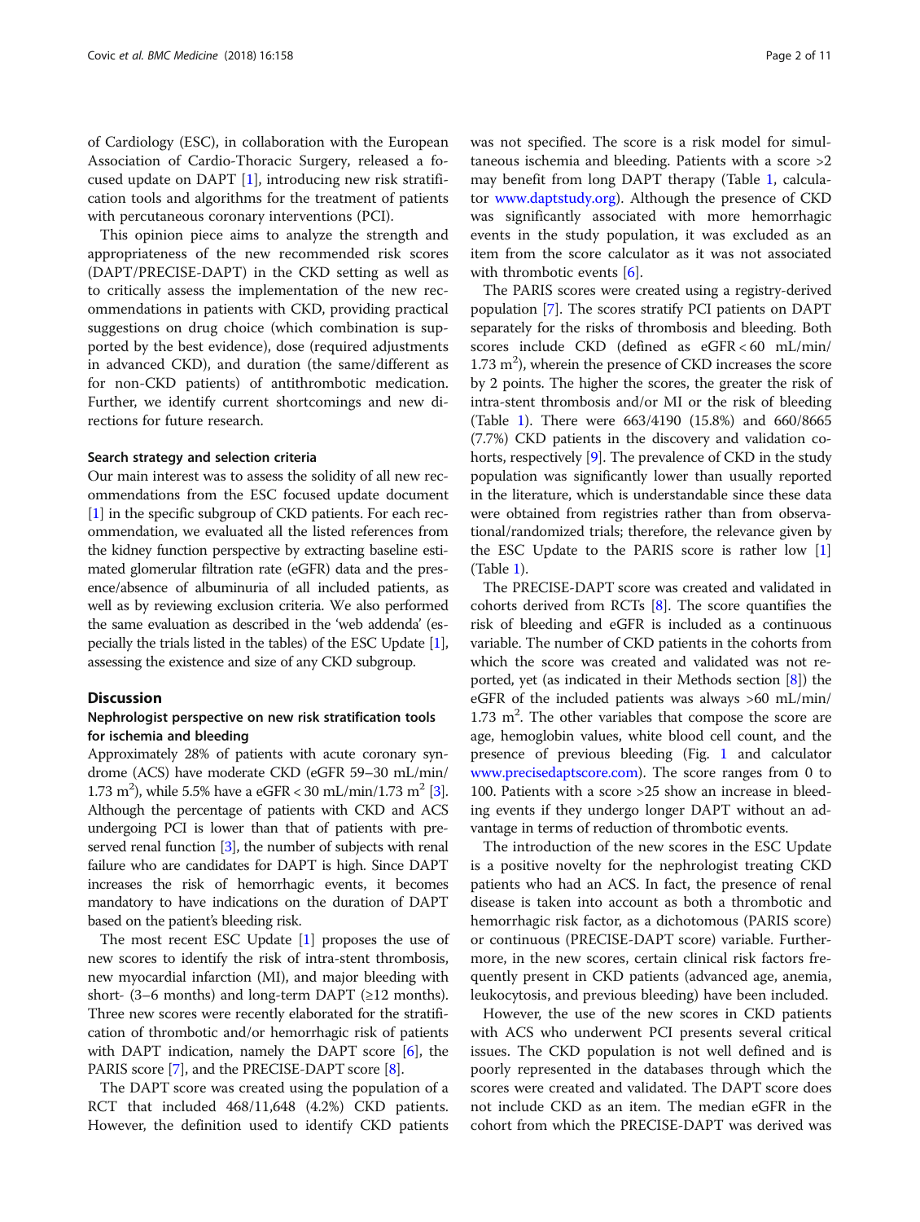of Cardiology (ESC), in collaboration with the European Association of Cardio-Thoracic Surgery, released a focused update on DAPT [1], introducing new risk stratification tools and algorithms for the treatment of patients with percutaneous coronary interventions (PCI).

This opinion piece aims to analyze the strength and appropriateness of the new recommended risk scores (DAPT/PRECISE-DAPT) in the CKD setting as well as to critically assess the implementation of the new recommendations in patients with CKD, providing practical suggestions on drug choice (which combination is supported by the best evidence), dose (required adjustments in advanced CKD), and duration (the same/different as for non-CKD patients) of antithrombotic medication. Further, we identify current shortcomings and new directions for future research.

### Search strategy and selection criteria

Our main interest was to assess the solidity of all new recommendations from the ESC focused update document [1] in the specific subgroup of CKD patients. For each recommendation, we evaluated all the listed references from the kidney function perspective by extracting baseline estimated glomerular filtration rate (eGFR) data and the presence/absence of albuminuria of all included patients, as well as by reviewing exclusion criteria. We also performed the same evaluation as described in the 'web addenda' (especially the trials listed in the tables) of the ESC Update [1], assessing the existence and size of any CKD subgroup.

## Discussion

### Nephrologist perspective on new risk stratification tools for ischemia and bleeding

Approximately 28% of patients with acute coronary syndrome (ACS) have moderate CKD (eGFR 59–30 mL/min/1.73 $m^2$), while 5.5% have a eGFR < 30 mL/min/1.73 $m^2$ [3]. Although the percentage of patients with CKD and ACS undergoing PCI is lower than that of patients with preserved renal function [3], the number of subjects with renal failure who are candidates for DAPT is high. Since DAPT increases the risk of hemorrhagic events, it becomes mandatory to have indications on the duration of DAPT based on the patient's bleeding risk.

The most recent ESC Update [1] proposes the use of new scores to identify the risk of intra-stent thrombosis, new myocardial infarction (MI), and major bleeding with short- (3–6 months) and long-term DAPT (≥12 months). Three new scores were recently elaborated for the stratification of thrombotic and/or hemorrhagic risk of patients with DAPT indication, namely the DAPT score [6], the PARIS score [7], and the PRECISE-DAPT score [8].

The DAPT score was created using the population of a RCT that included 468/11,648 (4.2%) CKD patients. However, the definition used to identify CKD patients was not specified. The score is a risk model for simultaneous ischemia and bleeding. Patients with a score >2 may benefit from long DAPT therapy (Table 1, calculator www.daptstudy.org). Although the presence of CKD was significantly associated with more hemorrhagic events in the study population, it was excluded as an item from the score calculator as it was not associated with thrombotic events [6].

The PARIS scores were created using a registry-derived population [7]. The scores stratify PCI patients on DAPT separately for the risks of thrombosis and bleeding. Both scores include CKD (defined as eGFR < 60 mL/min/1.73 $m^2$), wherein the presence of CKD increases the score by 2 points. The higher the scores, the greater the risk of intra-stent thrombosis and/or MI or the risk of bleeding (Table 1). There were 663/4190 (15.8%) and 660/8665 (7.7%) CKD patients in the discovery and validation cohorts, respectively [9]. The prevalence of CKD in the study population was significantly lower than usually reported in the literature, which is understandable since these data were obtained from registries rather than from observational/randomized trials; therefore, the relevance given by the ESC Update to the PARIS score is rather low [1] (Table 1).

The PRECISE-DAPT score was created and validated in cohorts derived from RCTs [8]. The score quantifies the risk of bleeding and eGFR is included as a continuous variable. The number of CKD patients in the cohorts from which the score was created and validated was not reported, yet (as indicated in their Methods section [8]) the eGFR of the included patients was always >60 mL/min/1.73 $m^2$. The other variables that compose the score are age, hemoglobin values, white blood cell count, and the presence of previous bleeding (Fig. 1 and calculator www.precisedaptscore.com). The score ranges from 0 to 100. Patients with a score >25 show an increase in bleeding events if they undergo longer DAPT without an advantage in terms of reduction of thrombotic events.

The introduction of the new scores in the ESC Update is a positive novelty for the nephrologist treating CKD patients who had an ACS. In fact, the presence of renal disease is taken into account as both a thrombotic and hemorrhagic risk factor, as a dichotomous (PARIS score) or continuous (PRECISE-DAPT score) variable. Furthermore, in the new scores, certain clinical risk factors frequently present in CKD patients (advanced age, anemia, leukocytosis, and previous bleeding) have been included.

However, the use of the new scores in CKD patients with ACS who underwent PCI presents several critical issues. The CKD population is not well defined and is poorly represented in the databases through which the scores were created and validated. The DAPT score does not include CKD as an item. The median eGFR in the cohort from which the PRECISE-DAPT was derived was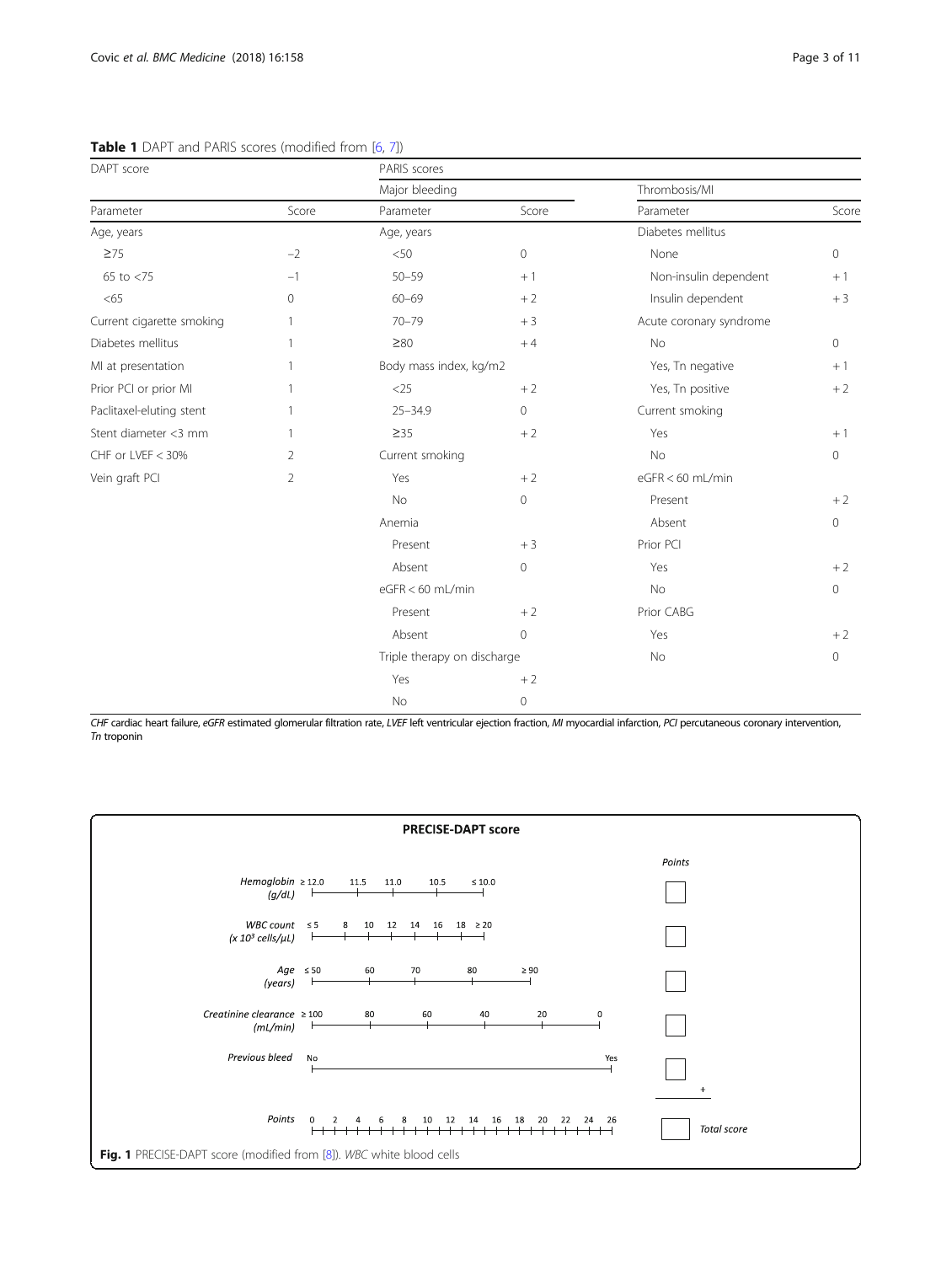**Table 1** DAPT and PARIS scores (modified from [6, 7])

| DAPT score | | PARIS scores | | | |
|---|---|---|---|---|---|
| | | Major bleeding | | Thrombosis/MI | |
| Parameter | Score | Parameter | Score | Parameter | Score |
| Age, years | | Age, years | | Diabetes mellitus | |
| ≥75 | −2 | <50 | 0 | None | 0 |
| 65 to <75 | −1 | 50–59 | + 1 | Non-insulin dependent | + 1 |
| <65 | 0 | 60–69 | + 2 | Insulin dependent | + 3 |
| Current cigarette smoking | 1 | 70–79 | + 3 | Acute coronary syndrome | |
| Diabetes mellitus | 1 | ≥80 | + 4 | No | 0 |
| MI at presentation | 1 | Body mass index, kg/m2 | | Yes, Tn negative | + 1 |
| Prior PCI or prior MI | 1 | <25 | + 2 | Yes, Tn positive | + 2 |
| Paclitaxel-eluting stent | 1 | 25–34.9 | 0 | Current smoking | |
| Stent diameter <3 mm | 1 | ≥35 | + 2 | Yes | + 1 |
| CHF or LVEF < 30% | 2 | Current smoking | | No | 0 |
| Vein graft PCI | 2 | Yes | + 2 | eGFR < 60 mL/min | |
| | | No | 0 | Present | + 2 |
| | | Anemia | | Absent | 0 |
| | | Present | + 3 | Prior PCI | |
| | | Absent | 0 | Yes | + 2 |
| | | eGFR < 60 mL/min | | No | 0 |
| | | Present | + 2 | Prior CABG | |
| | | Absent | 0 | Yes | + 2 |
| | | Triple therapy on discharge | | No | 0 |
| | | Yes | + 2 | | |
| | | No | 0 | | |

*CHF* cardiac heart failure, *eGFR* estimated glomerular filtration rate, *LVEF* left ventricular ejection fraction, *MI* myocardial infarction, *PCI* percutaneous coronary intervention, *Tn* troponin

**PRECISE-DAPT score**

| | Scale | Points |
|---|---|---|
| Hemoglobin (g/dL) | ≥ 12.0 — 11.5 — 11.0 — 10.5 — ≤ 10.0 | ☐ |
| WBC count ($x\ 10^3$ cells/μL) | ≤ 5 — 8 — 10 — 12 — 14 — 16 — 18 — ≥ 20 | ☐ |
| Age (years) | ≤ 50 — 60 — 70 — 80 — ≥ 90 | ☐ |
| Creatinine clearance (mL/min) | ≥ 100 — 80 — 60 — 40 — 20 — 0 | ☐ |
| Previous bleed | No — Yes | ☐ + |
| Points | 0 2 4 6 8 10 12 14 16 18 20 22 24 26 | ☐ Total score |

**Fig. 1** PRECISE-DAPT score (modified from [8]). *WBC* white blood cells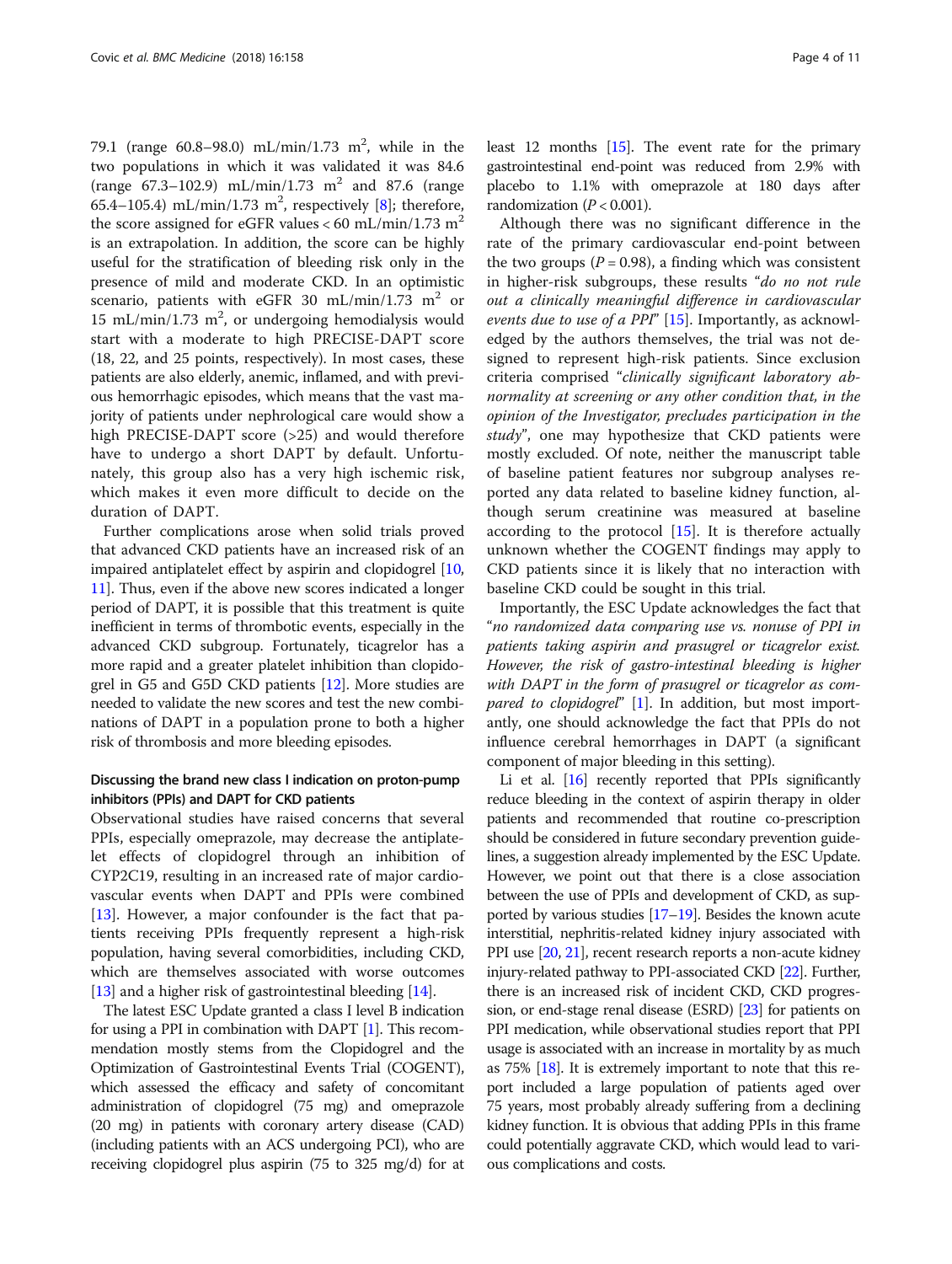79.1 (range 60.8–98.0) mL/min/1.73 m$^2$, while in the two populations in which it was validated it was 84.6 (range 67.3–102.9) mL/min/1.73 m$^2$ and 87.6 (range 65.4–105.4) mL/min/1.73 m$^2$, respectively [8]; therefore, the score assigned for eGFR values < 60 mL/min/1.73 m$^2$ is an extrapolation. In addition, the score can be highly useful for the stratification of bleeding risk only in the presence of mild and moderate CKD. In an optimistic scenario, patients with eGFR 30 mL/min/1.73 m$^2$ or 15 mL/min/1.73 m$^2$, or undergoing hemodialysis would start with a moderate to high PRECISE-DAPT score (18, 22, and 25 points, respectively). In most cases, these patients are also elderly, anemic, inflamed, and with previous hemorrhagic episodes, which means that the vast majority of patients under nephrological care would show a high PRECISE-DAPT score (>25) and would therefore have to undergo a short DAPT by default. Unfortunately, this group also has a very high ischemic risk, which makes it even more difficult to decide on the duration of DAPT.

Further complications arose when solid trials proved that advanced CKD patients have an increased risk of an impaired antiplatelet effect by aspirin and clopidogrel [10, 11]. Thus, even if the above new scores indicated a longer period of DAPT, it is possible that this treatment is quite inefficient in terms of thrombotic events, especially in the advanced CKD subgroup. Fortunately, ticagrelor has a more rapid and a greater platelet inhibition than clopidogrel in G5 and G5D CKD patients [12]. More studies are needed to validate the new scores and test the new combinations of DAPT in a population prone to both a higher risk of thrombosis and more bleeding episodes.

## Discussing the brand new class I indication on proton-pump inhibitors (PPIs) and DAPT for CKD patients

Observational studies have raised concerns that several PPIs, especially omeprazole, may decrease the antiplatelet effects of clopidogrel through an inhibition of CYP2C19, resulting in an increased rate of major cardiovascular events when DAPT and PPIs were combined [13]. However, a major confounder is the fact that patients receiving PPIs frequently represent a high-risk population, having several comorbidities, including CKD, which are themselves associated with worse outcomes [13] and a higher risk of gastrointestinal bleeding [14].

The latest ESC Update granted a class I level B indication for using a PPI in combination with DAPT [1]. This recommendation mostly stems from the Clopidogrel and the Optimization of Gastrointestinal Events Trial (COGENT), which assessed the efficacy and safety of concomitant administration of clopidogrel (75 mg) and omeprazole (20 mg) in patients with coronary artery disease (CAD) (including patients with an ACS undergoing PCI), who are receiving clopidogrel plus aspirin (75 to 325 mg/d) for at least 12 months [15]. The event rate for the primary gastrointestinal end-point was reduced from 2.9% with placebo to 1.1% with omeprazole at 180 days after randomization ($P < 0.001$).

Although there was no significant difference in the rate of the primary cardiovascular end-point between the two groups ($P = 0.98$), a finding which was consistent in higher-risk subgroups, these results "*do no not rule out a clinically meaningful difference in cardiovascular events due to use of a PPI*" [15]. Importantly, as acknowledged by the authors themselves, the trial was not designed to represent high-risk patients. Since exclusion criteria comprised "*clinically significant laboratory abnormality at screening or any other condition that, in the opinion of the Investigator, precludes participation in the study*", one may hypothesize that CKD patients were mostly excluded. Of note, neither the manuscript table of baseline patient features nor subgroup analyses reported any data related to baseline kidney function, although serum creatinine was measured at baseline according to the protocol [15]. It is therefore actually unknown whether the COGENT findings may apply to CKD patients since it is likely that no interaction with baseline CKD could be sought in this trial.

Importantly, the ESC Update acknowledges the fact that "*no randomized data comparing use vs. nonuse of PPI in patients taking aspirin and prasugrel or ticagrelor exist. However, the risk of gastro-intestinal bleeding is higher with DAPT in the form of prasugrel or ticagrelor as compared to clopidogrel*" [1]. In addition, but most importantly, one should acknowledge the fact that PPIs do not influence cerebral hemorrhages in DAPT (a significant component of major bleeding in this setting).

Li et al. [16] recently reported that PPIs significantly reduce bleeding in the context of aspirin therapy in older patients and recommended that routine co-prescription should be considered in future secondary prevention guidelines, a suggestion already implemented by the ESC Update. However, we point out that there is a close association between the use of PPIs and development of CKD, as supported by various studies [17–19]. Besides the known acute interstitial, nephritis-related kidney injury associated with PPI use [20, 21], recent research reports a non-acute kidney injury-related pathway to PPI-associated CKD [22]. Further, there is an increased risk of incident CKD, CKD progression, or end-stage renal disease (ESRD) [23] for patients on PPI medication, while observational studies report that PPI usage is associated with an increase in mortality by as much as 75% [18]. It is extremely important to note that this report included a large population of patients aged over 75 years, most probably already suffering from a declining kidney function. It is obvious that adding PPIs in this frame could potentially aggravate CKD, which would lead to various complications and costs.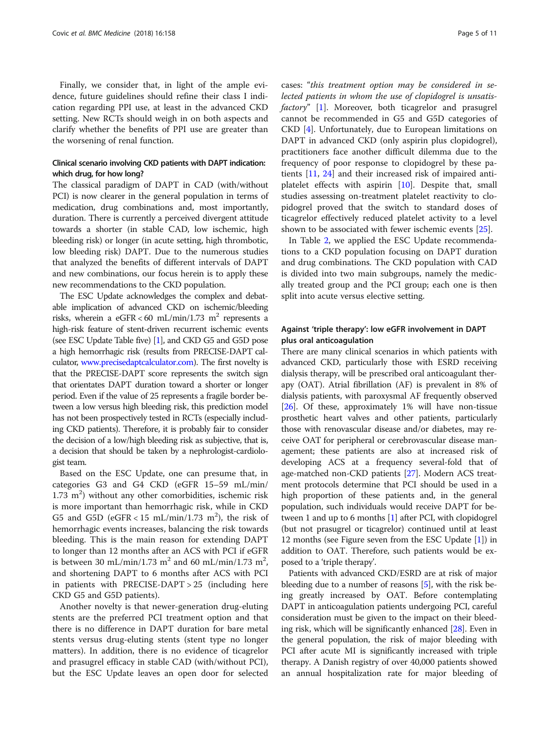Finally, we consider that, in light of the ample evidence, future guidelines should refine their class I indication regarding PPI use, at least in the advanced CKD setting. New RCTs should weigh in on both aspects and clarify whether the benefits of PPI use are greater than the worsening of renal function.

### Clinical scenario involving CKD patients with DAPT indication: which drug, for how long?

The classical paradigm of DAPT in CAD (with/without PCI) is now clearer in the general population in terms of medication, drug combinations and, most importantly, duration. There is currently a perceived divergent attitude towards a shorter (in stable CAD, low ischemic, high bleeding risk) or longer (in acute setting, high thrombotic, low bleeding risk) DAPT. Due to the numerous studies that analyzed the benefits of different intervals of DAPT and new combinations, our focus herein is to apply these new recommendations to the CKD population.

The ESC Update acknowledges the complex and debatable implication of advanced CKD on ischemic/bleeding risks, wherein a eGFR < 60 mL/min/1.73 $m^2$ represents a high-risk feature of stent-driven recurrent ischemic events (see ESC Update Table five) [1], and CKD G5 and G5D pose a high hemorrhagic risk (results from PRECISE-DAPT calculator, www.precisedaptcalculator.com). The first novelty is that the PRECISE-DAPT score represents the switch sign that orientates DAPT duration toward a shorter or longer period. Even if the value of 25 represents a fragile border between a low versus high bleeding risk, this prediction model has not been prospectively tested in RCTs (especially including CKD patients). Therefore, it is probably fair to consider the decision of a low/high bleeding risk as subjective, that is, a decision that should be taken by a nephrologist-cardiologist team.

Based on the ESC Update, one can presume that, in categories G3 and G4 CKD (eGFR 15–59 mL/min/1.73 $m^2$) without any other comorbidities, ischemic risk is more important than hemorrhagic risk, while in CKD G5 and G5D (eGFR < 15 mL/min/1.73 $m^2$), the risk of hemorrhagic events increases, balancing the risk towards bleeding. This is the main reason for extending DAPT to longer than 12 months after an ACS with PCI if eGFR is between 30 mL/min/1.73 $m^2$ and 60 mL/min/1.73 $m^2$, and shortening DAPT to 6 months after ACS with PCI in patients with PRECISE-DAPT > 25 (including here CKD G5 and G5D patients).

Another novelty is that newer-generation drug-eluting stents are the preferred PCI treatment option and that there is no difference in DAPT duration for bare metal stents versus drug-eluting stents (stent type no longer matters). In addition, there is no evidence of ticagrelor and prasugrel efficacy in stable CAD (with/without PCI), but the ESC Update leaves an open door for selected cases: "*this treatment option may be considered in selected patients in whom the use of clopidogrel is unsatisfactory*" [1]. Moreover, both ticagrelor and prasugrel cannot be recommended in G5 and G5D categories of CKD [4]. Unfortunately, due to European limitations on DAPT in advanced CKD (only aspirin plus clopidogrel), practitioners face another difficult dilemma due to the frequency of poor response to clopidogrel by these patients [11, 24] and their increased risk of impaired antiplatelet effects with aspirin [10]. Despite that, small studies assessing on-treatment platelet reactivity to clopidogrel proved that the switch to standard doses of ticagrelor effectively reduced platelet activity to a level shown to be associated with fewer ischemic events [25].

In Table 2, we applied the ESC Update recommendations to a CKD population focusing on DAPT duration and drug combinations. The CKD population with CAD is divided into two main subgroups, namely the medically treated group and the PCI group; each one is then split into acute versus elective setting.

### Against 'triple therapy': low eGFR involvement in DAPT plus oral anticoagulation

There are many clinical scenarios in which patients with advanced CKD, particularly those with ESRD receiving dialysis therapy, will be prescribed oral anticoagulant therapy (OAT). Atrial fibrillation (AF) is prevalent in 8% of dialysis patients, with paroxysmal AF frequently observed [26]. Of these, approximately 1% will have non-tissue prosthetic heart valves and other patients, particularly those with renovascular disease and/or diabetes, may receive OAT for peripheral or cerebrovascular disease management; these patients are also at increased risk of developing ACS at a frequency several-fold that of age-matched non-CKD patients [27]. Modern ACS treatment protocols determine that PCI should be used in a high proportion of these patients and, in the general population, such individuals would receive DAPT for between 1 and up to 6 months [1] after PCI, with clopidogrel (but not prasugrel or ticagrelor) continued until at least 12 months (see Figure seven from the ESC Update [1]) in addition to OAT. Therefore, such patients would be exposed to a 'triple therapy'.

Patients with advanced CKD/ESRD are at risk of major bleeding due to a number of reasons [5], with the risk being greatly increased by OAT. Before contemplating DAPT in anticoagulation patients undergoing PCI, careful consideration must be given to the impact on their bleeding risk, which will be significantly enhanced [28]. Even in the general population, the risk of major bleeding with PCI after acute MI is significantly increased with triple therapy. A Danish registry of over 40,000 patients showed an annual hospitalization rate for major bleeding of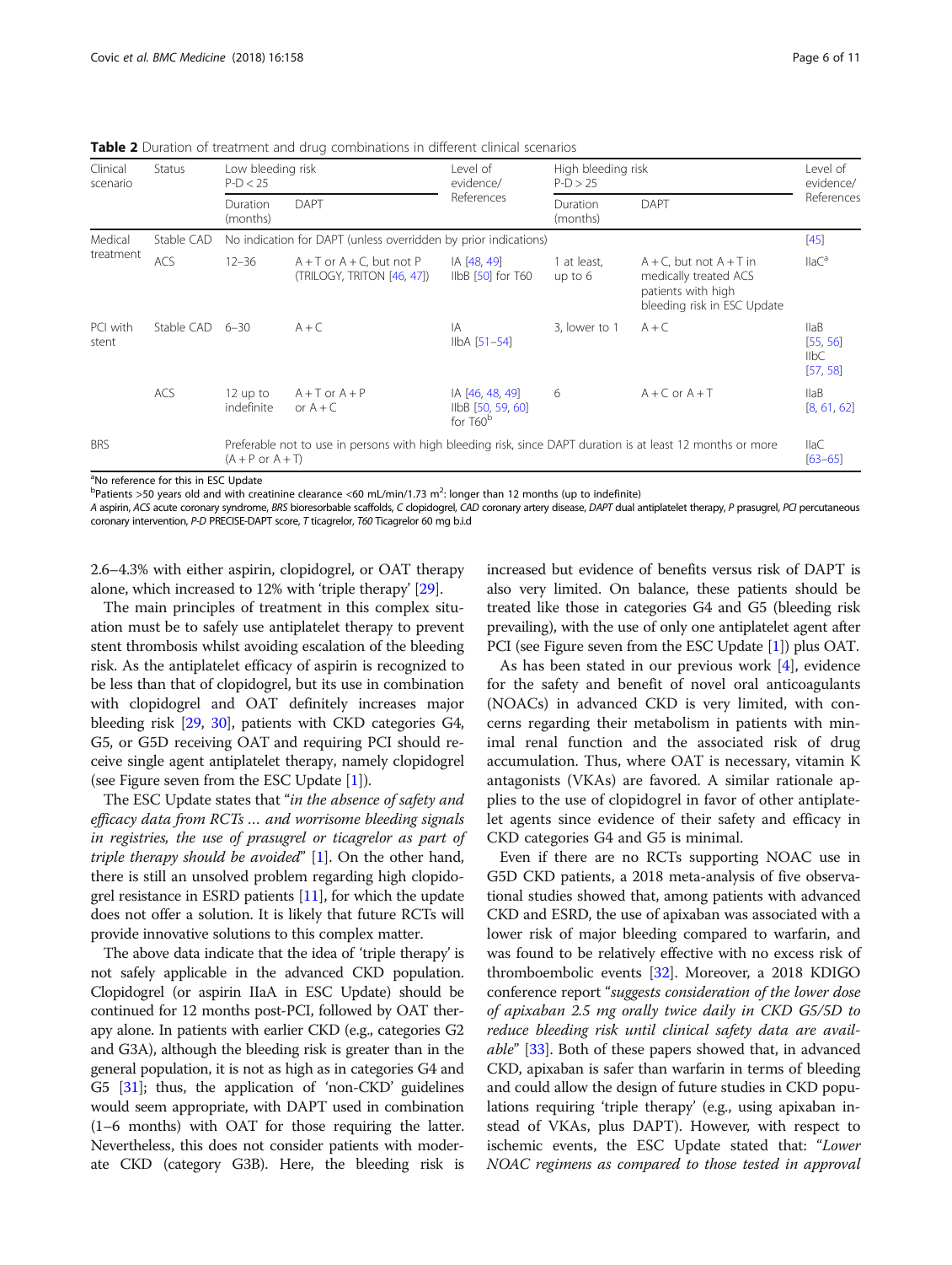**Table 2** Duration of treatment and drug combinations in different clinical scenarios

| Clinical scenario | Status | Low bleeding risk P-D < 25 | | Level of evidence/ References | High bleeding risk P-D > 25 | | Level of evidence/ References |
|---|---|---|---|---|---|---|---|
| | | Duration (months) | DAPT | | Duration (months) | DAPT | |
| Medical treatment | Stable CAD | No indication for DAPT (unless overridden by prior indications) | | | | | [45] |
| | ACS | 12–36 | A + T or A + C, but not P (TRILOGY, TRITON [46, 47]) | IA [48, 49] IIbB [50] for T60 | 1 at least, up to 6 | A + C, but not A + T in medically treated ACS patients with high bleeding risk in ESC Update | IIaC[a] |
| PCI with stent | Stable CAD | 6–30 | A + C | IA IIbA [51–54] | 3, lower to 1 | A + C | IIaB [55, 56] IIbC [57, 58] |
| | ACS | 12 up to indefinite | A + T or A + P or A + C | IA [46, 48, 49] IIbB [50, 59, 60] for T60[b] | 6 | A + C or A + T | IIaB [8, 61, 62] |
| BRS | | Preferable not to use in persons with high bleeding risk, since DAPT duration is at least 12 months or more (A + P or A + T) | | | | | IIaC [63–65] |

[a]No reference for this in ESC Update

[b]Patients >50 years old and with creatinine clearance <60 mL/min/1.73 m$^2$: longer than 12 months (up to indefinite)

*A* aspirin, *ACS* acute coronary syndrome, *BRS* bioresorbable scaffolds, *C* clopidogrel, *CAD* coronary artery disease, *DAPT* dual antiplatelet therapy, *P* prasugrel, *PCI* percutaneous coronary intervention, *P-D* PRECISE-DAPT score, *T* ticagrelor, *T60* Ticagrelor 60 mg b.i.d

2.6–4.3% with either aspirin, clopidogrel, or OAT therapy alone, which increased to 12% with 'triple therapy' [29].

The main principles of treatment in this complex situation must be to safely use antiplatelet therapy to prevent stent thrombosis whilst avoiding escalation of the bleeding risk. As the antiplatelet efficacy of aspirin is recognized to be less than that of clopidogrel, but its use in combination with clopidogrel and OAT definitely increases major bleeding risk [29, 30], patients with CKD categories G4, G5, or G5D receiving OAT and requiring PCI should receive single agent antiplatelet therapy, namely clopidogrel (see Figure seven from the ESC Update [1]).

The ESC Update states that "*in the absence of safety and efficacy data from RCTs … and worrisome bleeding signals in registries, the use of prasugrel or ticagrelor as part of triple therapy should be avoided*" [1]. On the other hand, there is still an unsolved problem regarding high clopidogrel resistance in ESRD patients [11], for which the update does not offer a solution. It is likely that future RCTs will provide innovative solutions to this complex matter.

The above data indicate that the idea of 'triple therapy' is not safely applicable in the advanced CKD population. Clopidogrel (or aspirin IIaA in ESC Update) should be continued for 12 months post-PCI, followed by OAT therapy alone. In patients with earlier CKD (e.g., categories G2 and G3A), although the bleeding risk is greater than in the general population, it is not as high as in categories G4 and G5 [31]; thus, the application of 'non-CKD' guidelines would seem appropriate, with DAPT used in combination (1–6 months) with OAT for those requiring the latter. Nevertheless, this does not consider patients with moderate CKD (category G3B). Here, the bleeding risk is increased but evidence of benefits versus risk of DAPT is also very limited. On balance, these patients should be treated like those in categories G4 and G5 (bleeding risk prevailing), with the use of only one antiplatelet agent after PCI (see Figure seven from the ESC Update [1]) plus OAT.

As has been stated in our previous work [4], evidence for the safety and benefit of novel oral anticoagulants (NOACs) in advanced CKD is very limited, with concerns regarding their metabolism in patients with minimal renal function and the associated risk of drug accumulation. Thus, where OAT is necessary, vitamin K antagonists (VKAs) are favored. A similar rationale applies to the use of clopidogrel in favor of other antiplatelet agents since evidence of their safety and efficacy in CKD categories G4 and G5 is minimal.

Even if there are no RCTs supporting NOAC use in G5D CKD patients, a 2018 meta-analysis of five observational studies showed that, among patients with advanced CKD and ESRD, the use of apixaban was associated with a lower risk of major bleeding compared to warfarin, and was found to be relatively effective with no excess risk of thromboembolic events [32]. Moreover, a 2018 KDIGO conference report "*suggests consideration of the lower dose of apixaban 2.5 mg orally twice daily in CKD G5/5D to reduce bleeding risk until clinical safety data are available*" [33]. Both of these papers showed that, in advanced CKD, apixaban is safer than warfarin in terms of bleeding and could allow the design of future studies in CKD populations requiring 'triple therapy' (e.g., using apixaban instead of VKAs, plus DAPT). However, with respect to ischemic events, the ESC Update stated that: "*Lower NOAC regimens as compared to those tested in approval*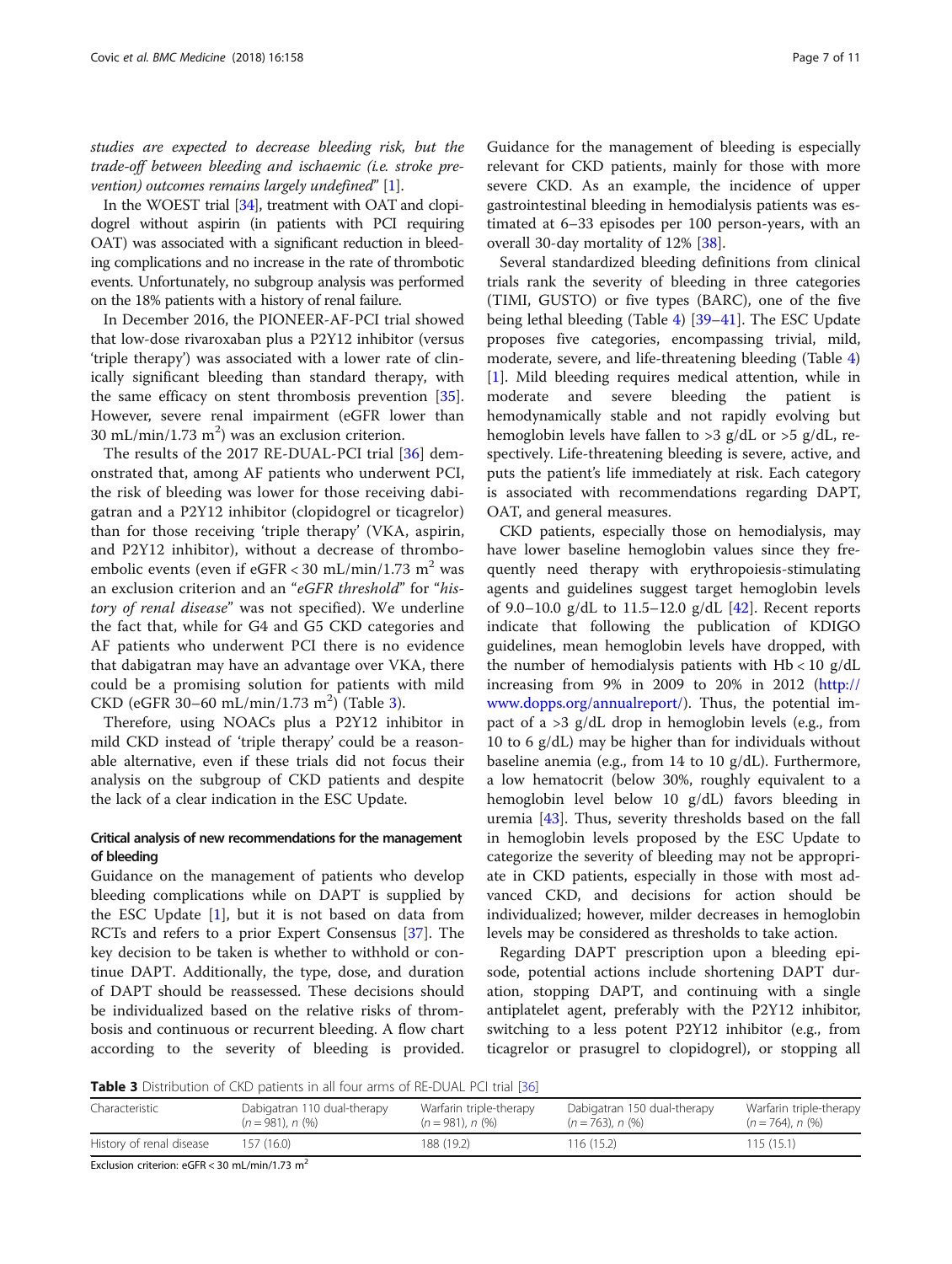*studies are expected to decrease bleeding risk, but the trade-off between bleeding and ischaemic (i.e. stroke prevention) outcomes remains largely undefined*" [1].

In the WOEST trial [34], treatment with OAT and clopidogrel without aspirin (in patients with PCI requiring OAT) was associated with a significant reduction in bleeding complications and no increase in the rate of thrombotic events. Unfortunately, no subgroup analysis was performed on the 18% patients with a history of renal failure.

In December 2016, the PIONEER-AF-PCI trial showed that low-dose rivaroxaban plus a P2Y12 inhibitor (versus 'triple therapy') was associated with a lower rate of clinically significant bleeding than standard therapy, with the same efficacy on stent thrombosis prevention [35]. However, severe renal impairment (eGFR lower than 30 mL/min/1.73 $m^2$) was an exclusion criterion.

The results of the 2017 RE-DUAL-PCI trial [36] demonstrated that, among AF patients who underwent PCI, the risk of bleeding was lower for those receiving dabigatran and a P2Y12 inhibitor (clopidogrel or ticagrelor) than for those receiving 'triple therapy' (VKA, aspirin, and P2Y12 inhibitor), without a decrease of thromboembolic events (even if eGFR < 30 mL/min/1.73 $m^2$ was an exclusion criterion and an "*eGFR threshold*" for "*history of renal disease*" was not specified). We underline the fact that, while for G4 and G5 CKD categories and AF patients who underwent PCI there is no evidence that dabigatran may have an advantage over VKA, there could be a promising solution for patients with mild CKD (eGFR 30–60 mL/min/1.73 $m^2$) (Table 3).

Therefore, using NOACs plus a P2Y12 inhibitor in mild CKD instead of 'triple therapy' could be a reasonable alternative, even if these trials did not focus their analysis on the subgroup of CKD patients and despite the lack of a clear indication in the ESC Update.

### Critical analysis of new recommendations for the management of bleeding

Guidance on the management of patients who develop bleeding complications while on DAPT is supplied by the ESC Update [1], but it is not based on data from RCTs and refers to a prior Expert Consensus [37]. The key decision to be taken is whether to withhold or continue DAPT. Additionally, the type, dose, and duration of DAPT should be reassessed. These decisions should be individualized based on the relative risks of thrombosis and continuous or recurrent bleeding. A flow chart according to the severity of bleeding is provided. Guidance for the management of bleeding is especially relevant for CKD patients, mainly for those with more severe CKD. As an example, the incidence of upper gastrointestinal bleeding in hemodialysis patients was estimated at 6–33 episodes per 100 person-years, with an overall 30-day mortality of 12% [38].

Several standardized bleeding definitions from clinical trials rank the severity of bleeding in three categories (TIMI, GUSTO) or five types (BARC), one of the five being lethal bleeding (Table 4) [39–41]. The ESC Update proposes five categories, encompassing trivial, mild, moderate, severe, and life-threatening bleeding (Table 4) [1]. Mild bleeding requires medical attention, while in moderate and severe bleeding the patient is hemodynamically stable and not rapidly evolving but hemoglobin levels have fallen to >3 g/dL or >5 g/dL, respectively. Life-threatening bleeding is severe, active, and puts the patient's life immediately at risk. Each category is associated with recommendations regarding DAPT, OAT, and general measures.

CKD patients, especially those on hemodialysis, may have lower baseline hemoglobin values since they frequently need therapy with erythropoiesis-stimulating agents and guidelines suggest target hemoglobin levels of 9.0–10.0 g/dL to 11.5–12.0 g/dL [42]. Recent reports indicate that following the publication of KDIGO guidelines, mean hemoglobin levels have dropped, with the number of hemodialysis patients with Hb < 10 g/dL increasing from 9% in 2009 to 20% in 2012 (http://www.dopps.org/annualreport/). Thus, the potential impact of a >3 g/dL drop in hemoglobin levels (e.g., from 10 to 6 g/dL) may be higher than for individuals without baseline anemia (e.g., from 14 to 10 g/dL). Furthermore, a low hematocrit (below 30%, roughly equivalent to a hemoglobin level below 10 g/dL) favors bleeding in uremia [43]. Thus, severity thresholds based on the fall in hemoglobin levels proposed by the ESC Update to categorize the severity of bleeding may not be appropriate in CKD patients, especially in those with most advanced CKD, and decisions for action should be individualized; however, milder decreases in hemoglobin levels may be considered as thresholds to take action.

Regarding DAPT prescription upon a bleeding episode, potential actions include shortening DAPT duration, stopping DAPT, and continuing with a single antiplatelet agent, preferably with the P2Y12 inhibitor, switching to a less potent P2Y12 inhibitor (e.g., from ticagrelor or prasugrel to clopidogrel), or stopping all

**Table 3** Distribution of CKD patients in all four arms of RE-DUAL PCI trial [36]

| Characteristic | Dabigatran 110 dual-therapy (n = 981), n (%) | Warfarin triple-therapy (n = 981), n (%) | Dabigatran 150 dual-therapy (n = 763), n (%) | Warfarin triple-therapy (n = 764), n (%) |
|---|---|---|---|---|
| History of renal disease | 157 (16.0) | 188 (19.2) | 116 (15.2) | 115 (15.1) |

Exclusion criterion: eGFR < 30 mL/min/1.73 $m^2$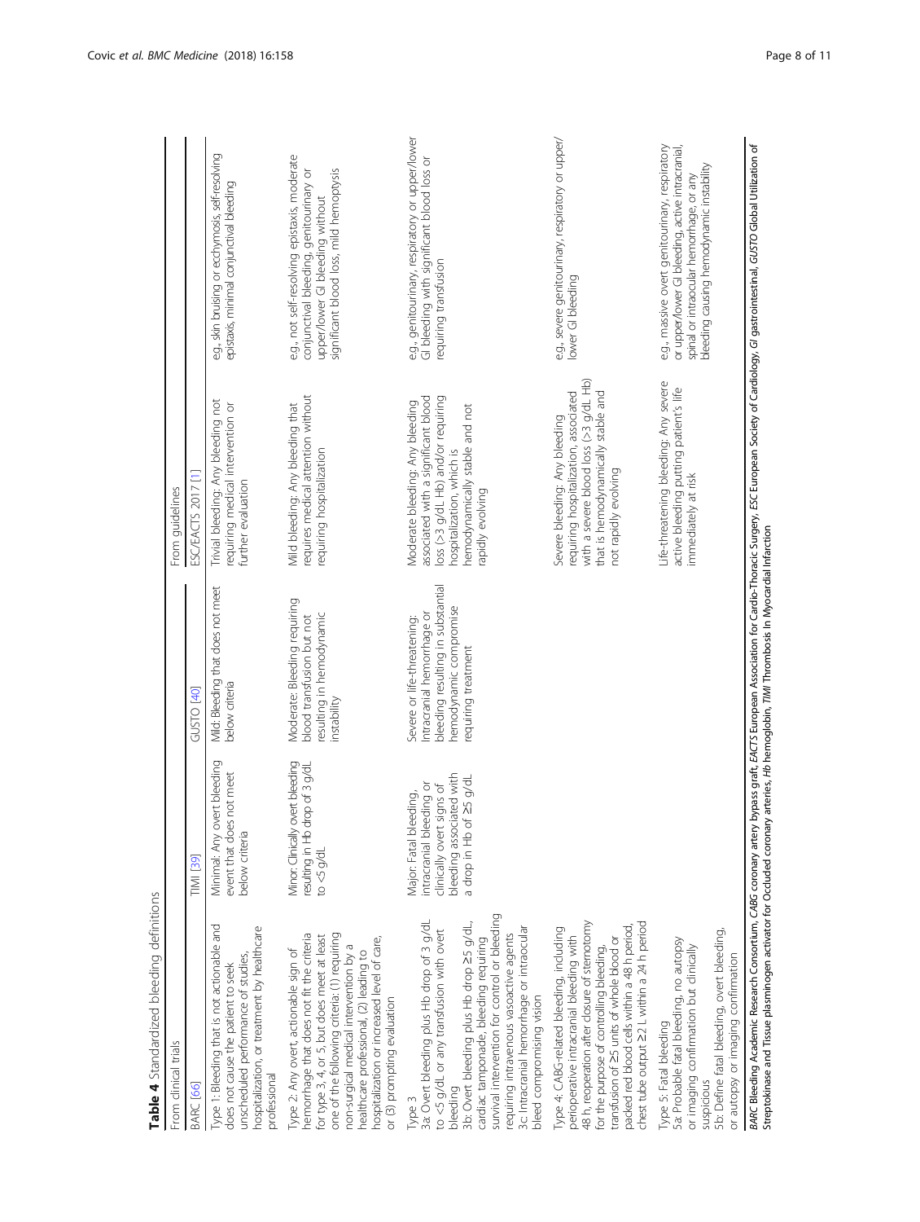**Table 4** Standardized bleeding definitions

| From clinical trials | | | From guidelines | |
|---|---|---|---|---|
| BARC [66] | TIMI [39] | GUSTO [40] | ESC/EACTS 2017 [1] | |
| Type 1: Bleeding that is not actionable and does not cause the patient to seek unscheduled performance of studies, hospitalization, or treatment by healthcare professional | Minimal: Any overt bleeding event that does not meet below criteria | Mild: Bleeding that does not meet below criteria | Trivial bleeding: Any bleeding not requiring medical intervention or further evaluation | e.g., skin bruising or ecchymosis, self-resolving epistaxis, minimal conjunctival bleeding |
| Type 2: Any overt, actionable sign of hemorrhage that does not fit the criteria for type 3, 4, or 5, but does meet at least one of the following criteria: (1) requiring non-surgical medical intervention by a healthcare professional, (2) leading to hospitalization or increased level of care, or (3) prompting evaluation | Minor: Clinically overt bleeding resulting in Hb drop of 3 g/dL to <5 g/dL | Moderate: Bleeding requiring blood transfusion but not resulting in hemodynamic instability | Mild bleeding: Any bleeding that requires medical attention without requiring hospitalization | e.g., not self-resolving epistaxis, moderate conjunctival bleeding, genitourinary or upper/lower GI bleeding without significant blood loss, mild hemoptysis |
| Type 3<br>3a: Overt bleeding plus Hb drop of 3 g/dL to <5 g/dL or any transfusion with overt bleeding<br>3b: Overt bleeding plus Hb drop ≥5 g/dL, cardiac tamponade, bleeding requiring survival intervention for control or bleeding requiring intravenous vasoactive agents<br>3c: Intracranial hemorrhage or intraocular bleed compromising vision | Major: Fatal bleeding, intracranial bleeding or clinically overt signs of bleeding associated with a drop in Hb of ≥5 g/dL | Severe or life-threatening: Intracranial hemorrhage or bleeding resulting in substantial hemodynamic compromise requiring treatment | Moderate bleeding: Any bleeding associated with a significant blood loss (>3 g/dL Hb) and/or requiring hospitalization, which is hemodynamically stable and not rapidly evolving | e.g., genitourinary, respiratory or upper/lower GI bleeding with significant blood loss or requiring transfusion |
| Type 4: CABG-related bleeding, including perioperative intracranial bleeding with 48 h, reoperation after closure of sternotomy for the purpose of controlling bleeding, transfusion of ≥5 units of whole blood or packed red blood cells within a 48 h period, chest tube output ≥2 L within a 24 h period | | | Severe bleeding: Any bleeding requiring hospitalization, associated with a severe blood loss (>3 g/dL Hb) that is hemodynamically stable and not rapidly evolving | e.g., severe genitourinary, respiratory or upper/lower GI bleeding |
| Type 5: Fatal bleeding<br>5a: Probable fatal bleeding, no autopsy or imaging confirmation but clinically suspicious<br>5b: Define fatal bleeding, overt bleeding, or autopsy or imaging confirmation | | | Life-threatening bleeding: Any severe active bleeding putting patient's life immediately at risk | e.g., massive overt genitourinary, respiratory or upper/lower GI bleeding, active intracranial, spinal or intraocular hemorrhage, or any bleeding causing hemodynamic instability |

*BARC* Bleeding Academic Research Consortium, *CABG* coronary artery bypass graft, *EACTS* European Association for Cardio-Thoracic Surgery, *ESC* European Society of Cardiology, *GI* gastrointestinal, *GUSTO* Global Utilization of Streptokinase and Tissue plasminogen activator for Occluded coronary arteries, *Hb* hemoglobin, *TIMI* Thrombosis In Myocardial Infarction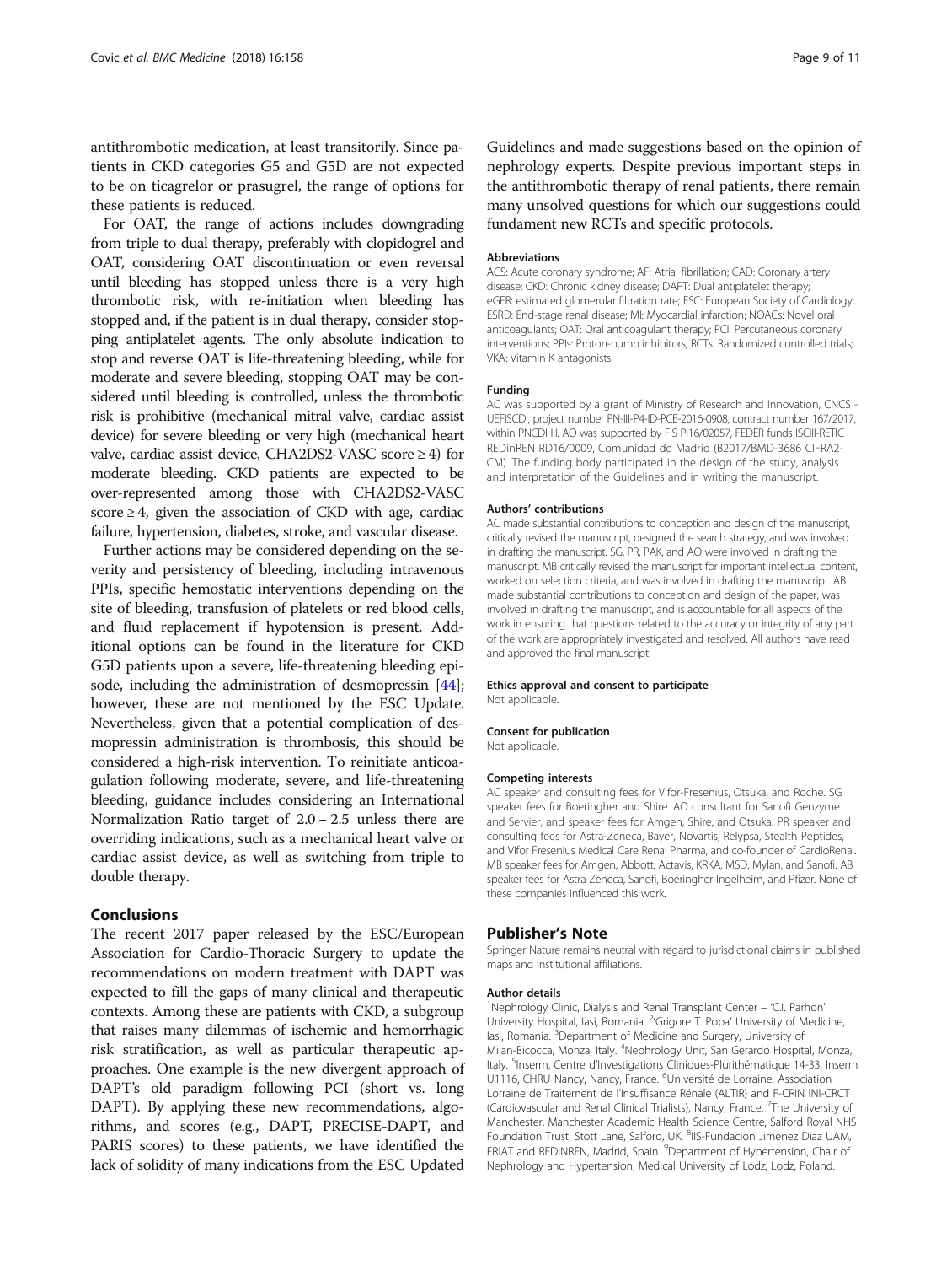antithrombotic medication, at least transitorily. Since patients in CKD categories G5 and G5D are not expected to be on ticagrelor or prasugrel, the range of options for these patients is reduced.

For OAT, the range of actions includes downgrading from triple to dual therapy, preferably with clopidogrel and OAT, considering OAT discontinuation or even reversal until bleeding has stopped unless there is a very high thrombotic risk, with re-initiation when bleeding has stopped and, if the patient is in dual therapy, consider stopping antiplatelet agents. The only absolute indication to stop and reverse OAT is life-threatening bleeding, while for moderate and severe bleeding, stopping OAT may be considered until bleeding is controlled, unless the thrombotic risk is prohibitive (mechanical mitral valve, cardiac assist device) for severe bleeding or very high (mechanical heart valve, cardiac assist device, CHA2DS2-VASC score ≥ 4) for moderate bleeding. CKD patients are expected to be over-represented among those with CHA2DS2-VASC score ≥ 4, given the association of CKD with age, cardiac failure, hypertension, diabetes, stroke, and vascular disease.

Further actions may be considered depending on the severity and persistency of bleeding, including intravenous PPIs, specific hemostatic interventions depending on the site of bleeding, transfusion of platelets or red blood cells, and fluid replacement if hypotension is present. Additional options can be found in the literature for CKD G5D patients upon a severe, life-threatening bleeding episode, including the administration of desmopressin [44]; however, these are not mentioned by the ESC Update. Nevertheless, given that a potential complication of desmopressin administration is thrombosis, this should be considered a high-risk intervention. To reinitiate anticoagulation following moderate, severe, and life-threatening bleeding, guidance includes considering an International Normalization Ratio target of 2.0 – 2.5 unless there are overriding indications, such as a mechanical heart valve or cardiac assist device, as well as switching from triple to double therapy.

## Conclusions

The recent 2017 paper released by the ESC/European Association for Cardio-Thoracic Surgery to update the recommendations on modern treatment with DAPT was expected to fill the gaps of many clinical and therapeutic contexts. Among these are patients with CKD, a subgroup that raises many dilemmas of ischemic and hemorrhagic risk stratification, as well as particular therapeutic approaches. One example is the new divergent approach of DAPT's old paradigm following PCI (short vs. long DAPT). By applying these new recommendations, algorithms, and scores (e.g., DAPT, PRECISE-DAPT, and PARIS scores) to these patients, we have identified the lack of solidity of many indications from the ESC Updated Guidelines and made suggestions based on the opinion of nephrology experts. Despite previous important steps in the antithrombotic therapy of renal patients, there remain many unsolved questions for which our suggestions could fundament new RCTs and specific protocols.

#### Abbreviations

ACS: Acute coronary syndrome; AF: Atrial fibrillation; CAD: Coronary artery disease; CKD: Chronic kidney disease; DAPT: Dual antiplatelet therapy; eGFR: estimated glomerular filtration rate; ESC: European Society of Cardiology; ESRD: End-stage renal disease; MI: Myocardial infarction; NOACs: Novel oral anticoagulants; OAT: Oral anticoagulant therapy; PCI: Percutaneous coronary interventions; PPIs: Proton-pump inhibitors; RCTs: Randomized controlled trials; VKA: Vitamin K antagonists

#### Funding

AC was supported by a grant of Ministry of Research and Innovation, CNCS - UEFISCDI, project number PN-III-P4-ID-PCE-2016-0908, contract number 167/2017, within PNCDI III. AO was supported by FIS PI16/02057, FEDER funds ISCIII-RETIC REDinREN RD16/0009, Comunidad de Madrid (B2017/BMD-3686 CIFRA2-CM). The funding body participated in the design of the study, analysis and interpretation of the Guidelines and in writing the manuscript.

#### Authors' contributions

AC made substantial contributions to conception and design of the manuscript, critically revised the manuscript, designed the search strategy, and was involved in drafting the manuscript. SG, PR, PAK, and AO were involved in drafting the manuscript. MB critically revised the manuscript for important intellectual content, worked on selection criteria, and was involved in drafting the manuscript. AB made substantial contributions to conception and design of the paper, was involved in drafting the manuscript, and is accountable for all aspects of the work in ensuring that questions related to the accuracy or integrity of any part of the work are appropriately investigated and resolved. All authors have read and approved the final manuscript.

#### Ethics approval and consent to participate

Not applicable.

#### Consent for publication

Not applicable.

#### Competing interests

AC speaker and consulting fees for Vifor-Fresenius, Otsuka, and Roche. SG speaker fees for Boeringher and Shire. AO consultant for Sanofi Genzyme and Servier, and speaker fees for Amgen, Shire, and Otsuka. PR speaker and consulting fees for Astra-Zeneca, Bayer, Novartis, Relypsa, Stealth Peptides, and Vifor Fresenius Medical Care Renal Pharma, and co-founder of CardioRenal. MB speaker fees for Amgen, Abbott, Actavis, KRKA, MSD, Mylan, and Sanofi. AB speaker fees for Astra Zeneca, Sanofi, Boeringher Ingelheim, and Pfizer. None of these companies influenced this work.

## Publisher's Note

Springer Nature remains neutral with regard to jurisdictional claims in published maps and institutional affiliations.

#### Author details

[1]Nephrology Clinic, Dialysis and Renal Transplant Center – 'C.I. Parhon' University Hospital, Iasi, Romania. [2]'Grigore T. Popa' University of Medicine, Iasi, Romania. [3]Department of Medicine and Surgery, University of Milan-Bicocca, Monza, Italy. [4]Nephrology Unit, San Gerardo Hospital, Monza, Italy. [5]Inserm, Centre d'Investigations Cliniques-Plurithématique 14-33, Inserm U1116, CHRU Nancy, Nancy, France. [6]Université de Lorraine, Association Lorraine de Traitement de l'Insuffisance Rénale (ALTIR) and F-CRIN INI-CRCT (Cardiovascular and Renal Clinical Trialists), Nancy, France. [7]The University of Manchester, Manchester Academic Health Science Centre, Salford Royal NHS Foundation Trust, Stott Lane, Salford, UK. [8]IIS-Fundacion Jimenez Diaz UAM, FRIAT and REDINREN, Madrid, Spain. [9]Department of Hypertension, Chair of Nephrology and Hypertension, Medical University of Lodz, Lodz, Poland.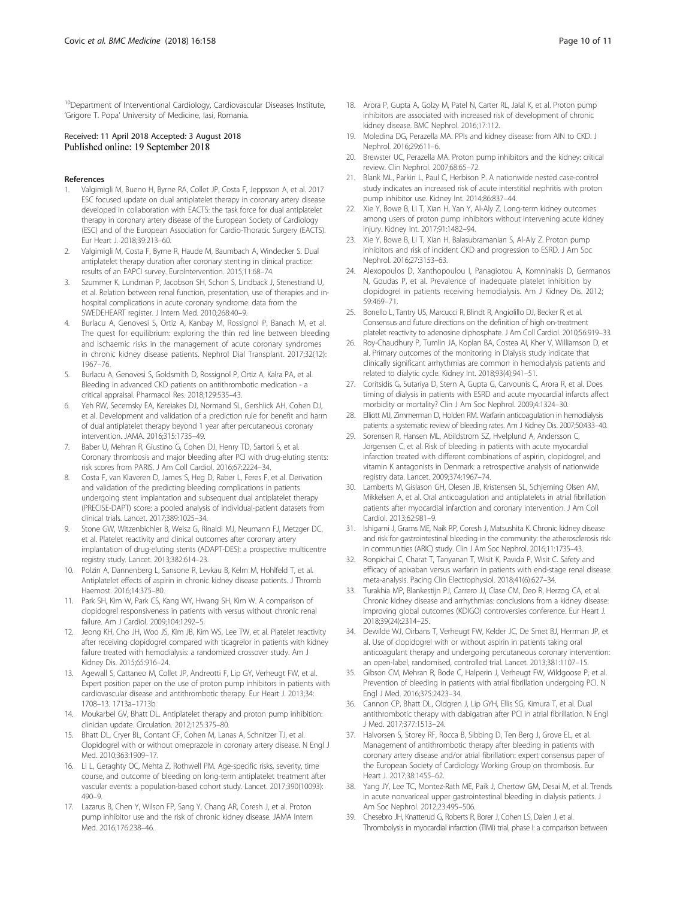[10]Department of Interventional Cardiology, Cardiovascular Diseases Institute, 'Grigore T. Popa' University of Medicine, Iasi, Romania.

Received: 11 April 2018 Accepted: 3 August 2018
Published online: 19 September 2018

## References

1. Valgimigli M, Bueno H, Byrne RA, Collet JP, Costa F, Jeppsson A, et al. 2017 ESC focused update on dual antiplatelet therapy in coronary artery disease developed in collaboration with EACTS: the task force for dual antiplatelet therapy in coronary artery disease of the European Society of Cardiology (ESC) and of the European Association for Cardio-Thoracic Surgery (EACTS). Eur Heart J. 2018;39:213–60.
2. Valgimigli M, Costa F, Byrne R, Haude M, Baumbach A, Windecker S. Dual antiplatelet therapy duration after coronary stenting in clinical practice: results of an EAPCI survey. EuroIntervention. 2015;11:68–74.
3. Szummer K, Lundman P, Jacobson SH, Schon S, Lindback J, Stenestrand U, et al. Relation between renal function, presentation, use of therapies and in-hospital complications in acute coronary syndrome: data from the SWEDEHEART register. J Intern Med. 2010;268:40–9.
4. Burlacu A, Genovesi S, Ortiz A, Kanbay M, Rossignol P, Banach M, et al. The quest for equilibrium: exploring the thin red line between bleeding and ischaemic risks in the management of acute coronary syndromes in chronic kidney disease patients. Nephrol Dial Transplant. 2017;32(12): 1967–76.
5. Burlacu A, Genovesi S, Goldsmith D, Rossignol P, Ortiz A, Kalra PA, et al. Bleeding in advanced CKD patients on antithrombotic medication - a critical appraisal. Pharmacol Res. 2018;129:535–43.
6. Yeh RW, Secemsky EA, Kereiakes DJ, Normand SL, Gershlick AH, Cohen DJ, et al. Development and validation of a prediction rule for benefit and harm of dual antiplatelet therapy beyond 1 year after percutaneous coronary intervention. JAMA. 2016;315:1735–49.
7. Baber U, Mehran R, Giustino G, Cohen DJ, Henry TD, Sartori S, et al. Coronary thrombosis and major bleeding after PCI with drug-eluting stents: risk scores from PARIS. J Am Coll Cardiol. 2016;67:2224–34.
8. Costa F, van Klaveren D, James S, Heg D, Raber L, Feres F, et al. Derivation and validation of the predicting bleeding complications in patients undergoing stent implantation and subsequent dual antiplatelet therapy (PRECISE-DAPT) score: a pooled analysis of individual-patient datasets from clinical trials. Lancet. 2017;389:1025–34.
9. Stone GW, Witzenbichler B, Weisz G, Rinaldi MJ, Neumann FJ, Metzger DC, et al. Platelet reactivity and clinical outcomes after coronary artery implantation of drug-eluting stents (ADAPT-DES): a prospective multicentre registry study. Lancet. 2013;382:614–23.
10. Polzin A, Dannenberg L, Sansone R, Levkau B, Kelm M, Hohlfeld T, et al. Antiplatelet effects of aspirin in chronic kidney disease patients. J Thromb Haemost. 2016;14:375–80.
11. Park SH, Kim W, Park CS, Kang WY, Hwang SH, Kim W. A comparison of clopidogrel responsiveness in patients with versus without chronic renal failure. Am J Cardiol. 2009;104:1292–5.
12. Jeong KH, Cho JH, Woo JS, Kim JB, Kim WS, Lee TW, et al. Platelet reactivity after receiving clopidogrel compared with ticagrelor in patients with kidney failure treated with hemodialysis: a randomized crossover study. Am J Kidney Dis. 2015;65:916–24.
13. Agewall S, Cattaneo M, Collet JP, Andreotti F, Lip GY, Verheugt FW, et al. Expert position paper on the use of proton pump inhibitors in patients with cardiovascular disease and antithrombotic therapy. Eur Heart J. 2013;34: 1708–13. 1713a–1713b
14. Moukarbel GV, Bhatt DL. Antiplatelet therapy and proton pump inhibition: clinician update. Circulation. 2012;125:375–80.
15. Bhatt DL, Cryer BL, Contant CF, Cohen M, Lanas A, Schnitzer TJ, et al. Clopidogrel with or without omeprazole in coronary artery disease. N Engl J Med. 2010;363:1909–17.
16. Li L, Geraghty OC, Mehta Z, Rothwell PM. Age-specific risks, severity, time course, and outcome of bleeding on long-term antiplatelet treatment after vascular events: a population-based cohort study. Lancet. 2017;390(10093): 490–9.
17. Lazarus B, Chen Y, Wilson FP, Sang Y, Chang AR, Coresh J, et al. Proton pump inhibitor use and the risk of chronic kidney disease. JAMA Intern Med. 2016;176:238–46.
18. Arora P, Gupta A, Golzy M, Patel N, Carter RL, Jalal K, et al. Proton pump inhibitors are associated with increased risk of development of chronic kidney disease. BMC Nephrol. 2016;17:112.
19. Moledina DG, Perazella MA. PPIs and kidney disease: from AIN to CKD. J Nephrol. 2016;29:611–6.
20. Brewster UC, Perazella MA. Proton pump inhibitors and the kidney: critical review. Clin Nephrol. 2007;68:65–72.
21. Blank ML, Parkin L, Paul C, Herbison P. A nationwide nested case-control study indicates an increased risk of acute interstitial nephritis with proton pump inhibitor use. Kidney Int. 2014;86:837–44.
22. Xie Y, Bowe B, Li T, Xian H, Yan Y, Al-Aly Z. Long-term kidney outcomes among users of proton pump inhibitors without intervening acute kidney injury. Kidney Int. 2017;91:1482–94.
23. Xie Y, Bowe B, Li T, Xian H, Balasubramanian S, Al-Aly Z. Proton pump inhibitors and risk of incident CKD and progression to ESRD. J Am Soc Nephrol. 2016;27:3153–63.
24. Alexopoulos D, Xanthopoulou I, Panagiotou A, Komninakis D, Germanos N, Goudas P, et al. Prevalence of inadequate platelet inhibition by clopidogrel in patients receiving hemodialysis. Am J Kidney Dis. 2012; 59:469–71.
25. Bonello L, Tantry US, Marcucci R, Blindt R, Angiolillo DJ, Becker R, et al. Consensus and future directions on the definition of high on-treatment platelet reactivity to adenosine diphosphate. J Am Coll Cardiol. 2010;56:919–33.
26. Roy-Chaudhury P, Tumlin JA, Koplan BA, Costea AI, Kher V, Williamson D, et al. Primary outcomes of the monitoring in Dialysis study indicate that clinically significant arrhythmias are common in hemodialysis patients and related to dialytic cycle. Kidney Int. 2018;93(4):941–51.
27. Coritsidis G, Sutariya D, Stern A, Gupta G, Carvounis C, Arora R, et al. Does timing of dialysis in patients with ESRD and acute myocardial infarcts affect morbidity or mortality? Clin J Am Soc Nephrol. 2009;4:1324–30.
28. Elliott MJ, Zimmerman D, Holden RM. Warfarin anticoagulation in hemodialysis patients: a systematic review of bleeding rates. Am J Kidney Dis. 2007;50:433–40.
29. Sorensen R, Hansen ML, Abildstrom SZ, Hvelplund A, Andersson C, Jorgensen C, et al. Risk of bleeding in patients with acute myocardial infarction treated with different combinations of aspirin, clopidogrel, and vitamin K antagonists in Denmark: a retrospective analysis of nationwide registry data. Lancet. 2009;374:1967–74.
30. Lamberts M, Gislason GH, Olesen JB, Kristensen SL, Schjerning Olsen AM, Mikkelsen A, et al. Oral anticoagulation and antiplatelets in atrial fibrillation patients after myocardial infarction and coronary intervention. J Am Coll Cardiol. 2013;62:981–9.
31. Ishigami J, Grams ME, Naik RP, Coresh J, Matsushita K. Chronic kidney disease and risk for gastrointestinal bleeding in the community: the atherosclerosis risk in communities (ARIC) study. Clin J Am Soc Nephrol. 2016;11:1735–43.
32. Ronpichai C, Charat T, Tanyanan T, Wisit K, Pavida P, Wisit C. Safety and efficacy of apixaban versus warfarin in patients with end-stage renal disease: meta-analysis. Pacing Clin Electrophysiol. 2018;41(6):627–34.
33. Turakhia MP, Blankestijn PJ, Carrero JJ, Clase CM, Deo R, Herzog CA, et al. Chronic kidney disease and arrhythmias: conclusions from a kidney disease: improving global outcomes (KDIGO) controversies conference. Eur Heart J. 2018;39(24):2314–25.
34. Dewilde WJ, Oirbans T, Verheugt FW, Kelder JC, De Smet BJ, Herrman JP, et al. Use of clopidogrel with or without aspirin in patients taking oral anticoagulant therapy and undergoing percutaneous coronary intervention: an open-label, randomised, controlled trial. Lancet. 2013;381:1107–15.
35. Gibson CM, Mehran R, Bode C, Halperin J, Verheugt FW, Wildgoose P, et al. Prevention of bleeding in patients with atrial fibrillation undergoing PCI. N Engl J Med. 2016;375:2423–34.
36. Cannon CP, Bhatt DL, Oldgren J, Lip GYH, Ellis SG, Kimura T, et al. Dual antithrombotic therapy with dabigatran after PCI in atrial fibrillation. N Engl J Med. 2017;377:1513–24.
37. Halvorsen S, Storey RF, Rocca B, Sibbing D, Ten Berg J, Grove EL, et al. Management of antithrombotic therapy after bleeding in patients with coronary artery disease and/or atrial fibrillation: expert consensus paper of the European Society of Cardiology Working Group on thrombosis. Eur Heart J. 2017;38:1455–62.
38. Yang JY, Lee TC, Montez-Rath ME, Paik J, Chertow GM, Desai M, et al. Trends in acute nonvariceal upper gastrointestinal bleeding in dialysis patients. J Am Soc Nephrol. 2012;23:495–506.
39. Chesebro JH, Knatterud G, Roberts R, Borer J, Cohen LS, Dalen J, et al. Thrombolysis in myocardial infarction (TIMI) trial, phase I: a comparison between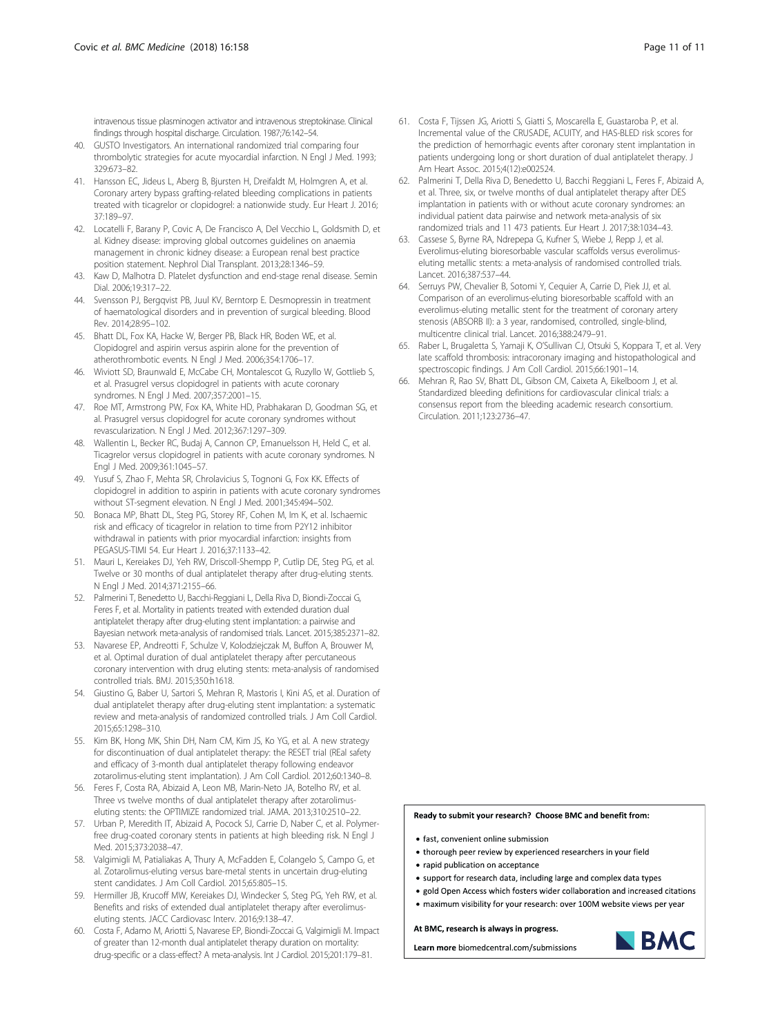intravenous tissue plasminogen activator and intravenous streptokinase. Clinical findings through hospital discharge. Circulation. 1987;76:142–54.

40. GUSTO Investigators. An international randomized trial comparing four thrombolytic strategies for acute myocardial infarction. N Engl J Med. 1993; 329:673–82.
41. Hansson EC, Jideus L, Aberg B, Bjursten H, Dreifaldt M, Holmgren A, et al. Coronary artery bypass grafting-related bleeding complications in patients treated with ticagrelor or clopidogrel: a nationwide study. Eur Heart J. 2016; 37:189–97.
42. Locatelli F, Barany P, Covic A, De Francisco A, Del Vecchio L, Goldsmith D, et al. Kidney disease: improving global outcomes guidelines on anaemia management in chronic kidney disease: a European renal best practice position statement. Nephrol Dial Transplant. 2013;28:1346–59.
43. Kaw D, Malhotra D. Platelet dysfunction and end-stage renal disease. Semin Dial. 2006;19:317–22.
44. Svensson PJ, Bergqvist PB, Juul KV, Berntorp E. Desmopressin in treatment of haematological disorders and in prevention of surgical bleeding. Blood Rev. 2014;28:95–102.
45. Bhatt DL, Fox KA, Hacke W, Berger PB, Black HR, Boden WE, et al. Clopidogrel and aspirin versus aspirin alone for the prevention of atherothrombotic events. N Engl J Med. 2006;354:1706–17.
46. Wiviott SD, Braunwald E, McCabe CH, Montalescot G, Ruzyllo W, Gottlieb S, et al. Prasugrel versus clopidogrel in patients with acute coronary syndromes. N Engl J Med. 2007;357:2001–15.
47. Roe MT, Armstrong PW, Fox KA, White HD, Prabhakaran D, Goodman SG, et al. Prasugrel versus clopidogrel for acute coronary syndromes without revascularization. N Engl J Med. 2012;367:1297–309.
48. Wallentin L, Becker RC, Budaj A, Cannon CP, Emanuelsson H, Held C, et al. Ticagrelor versus clopidogrel in patients with acute coronary syndromes. N Engl J Med. 2009;361:1045–57.
49. Yusuf S, Zhao F, Mehta SR, Chrolavicius S, Tognoni G, Fox KK. Effects of clopidogrel in addition to aspirin in patients with acute coronary syndromes without ST-segment elevation. N Engl J Med. 2001;345:494–502.
50. Bonaca MP, Bhatt DL, Steg PG, Storey RF, Cohen M, Im K, et al. Ischaemic risk and efficacy of ticagrelor in relation to time from P2Y12 inhibitor withdrawal in patients with prior myocardial infarction: insights from PEGASUS-TIMI 54. Eur Heart J. 2016;37:1133–42.
51. Mauri L, Kereiakes DJ, Yeh RW, Driscoll-Shempp P, Cutlip DE, Steg PG, et al. Twelve or 30 months of dual antiplatelet therapy after drug-eluting stents. N Engl J Med. 2014;371:2155–66.
52. Palmerini T, Benedetto U, Bacchi-Reggiani L, Della Riva D, Biondi-Zoccai G, Feres F, et al. Mortality in patients treated with extended duration dual antiplatelet therapy after drug-eluting stent implantation: a pairwise and Bayesian network meta-analysis of randomised trials. Lancet. 2015;385:2371–82.
53. Navarese EP, Andreotti F, Schulze V, Kolodziejczak M, Buffon A, Brouwer M, et al. Optimal duration of dual antiplatelet therapy after percutaneous coronary intervention with drug eluting stents: meta-analysis of randomised controlled trials. BMJ. 2015;350:h1618.
54. Giustino G, Baber U, Sartori S, Mehran R, Mastoris I, Kini AS, et al. Duration of dual antiplatelet therapy after drug-eluting stent implantation: a systematic review and meta-analysis of randomized controlled trials. J Am Coll Cardiol. 2015;65:1298–310.
55. Kim BK, Hong MK, Shin DH, Nam CM, Kim JS, Ko YG, et al. A new strategy for discontinuation of dual antiplatelet therapy: the RESET trial (REal safety and efficacy of 3-month dual antiplatelet therapy following endeavor zotarolimus-eluting stent implantation). J Am Coll Cardiol. 2012;60:1340–8.
56. Feres F, Costa RA, Abizaid A, Leon MB, Marin-Neto JA, Botelho RV, et al. Three vs twelve months of dual antiplatelet therapy after zotarolimus-eluting stents: the OPTIMIZE randomized trial. JAMA. 2013;310:2510–22.
57. Urban P, Meredith IT, Abizaid A, Pocock SJ, Carrie D, Naber C, et al. Polymer-free drug-coated coronary stents in patients at high bleeding risk. N Engl J Med. 2015;373:2038–47.
58. Valgimigli M, Patialiakas A, Thury A, McFadden E, Colangelo S, Campo G, et al. Zotarolimus-eluting versus bare-metal stents in uncertain drug-eluting stent candidates. J Am Coll Cardiol. 2015;65:805–15.
59. Hermiller JB, Krucoff MW, Kereiakes DJ, Windecker S, Steg PG, Yeh RW, et al. Benefits and risks of extended dual antiplatelet therapy after everolimus-eluting stents. JACC Cardiovasc Interv. 2016;9:138–47.
60. Costa F, Adamo M, Ariotti S, Navarese EP, Biondi-Zoccai G, Valgimigli M. Impact of greater than 12-month dual antiplatelet therapy duration on mortality: drug-specific or a class-effect? A meta-analysis. Int J Cardiol. 2015;201:179–81.
61. Costa F, Tijssen JG, Ariotti S, Giatti S, Moscarella E, Guastaroba P, et al. Incremental value of the CRUSADE, ACUITY, and HAS-BLED risk scores for the prediction of hemorrhagic events after coronary stent implantation in patients undergoing long or short duration of dual antiplatelet therapy. J Am Heart Assoc. 2015;4(12):e002524.
62. Palmerini T, Della Riva D, Benedetto U, Bacchi Reggiani L, Feres F, Abizaid A, et al. Three, six, or twelve months of dual antiplatelet therapy after DES implantation in patients with or without acute coronary syndromes: an individual patient data pairwise and network meta-analysis of six randomized trials and 11 473 patients. Eur Heart J. 2017;38:1034–43.
63. Cassese S, Byrne RA, Ndrepepa G, Kufner S, Wiebe J, Repp J, et al. Everolimus-eluting bioresorbable vascular scaffolds versus everolimus-eluting metallic stents: a meta-analysis of randomised controlled trials. Lancet. 2016;387:537–44.
64. Serruys PW, Chevalier B, Sotomi Y, Cequier A, Carrie D, Piek JJ, et al. Comparison of an everolimus-eluting bioresorbable scaffold with an everolimus-eluting metallic stent for the treatment of coronary artery stenosis (ABSORB II): a 3 year, randomised, controlled, single-blind, multicentre clinical trial. Lancet. 2016;388:2479–91.
65. Raber L, Brugaletta S, Yamaji K, O'Sullivan CJ, Otsuki S, Koppara T, et al. Very late scaffold thrombosis: intracoronary imaging and histopathological and spectroscopic findings. J Am Coll Cardiol. 2015;66:1901–14.
66. Mehran R, Rao SV, Bhatt DL, Gibson CM, Caixeta A, Eikelboom J, et al. Standardized bleeding definitions for cardiovascular clinical trials: a consensus report from the bleeding academic research consortium. Circulation. 2011;123:2736–47.

**Ready to submit your research? Choose BMC and benefit from:**

- fast, convenient online submission
- thorough peer review by experienced researchers in your field
- rapid publication on acceptance
- support for research data, including large and complex data types
- gold Open Access which fosters wider collaboration and increased citations
- maximum visibility for your research: over 100M website views per year

**At BMC, research is always in progress.**

**Learn more** biomedcentral.com/submissions

BMC